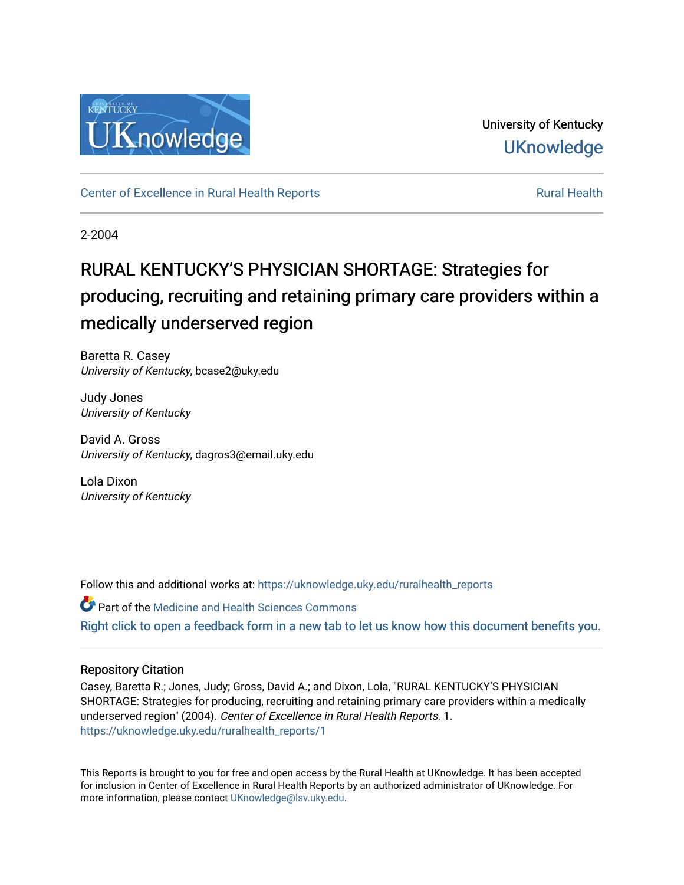University of Kentucky

UKnowledge

Center of Excellence in Rural Health Reports | Rural Health

2-2004

# RURAL KENTUCKY'S PHYSICIAN SHORTAGE: Strategies for producing, recruiting and retaining primary care providers within a medically underserved region

Baretta R. Casey
*University of Kentucky*, bcase2@uky.edu

Judy Jones
*University of Kentucky*

David A. Gross
*University of Kentucky*, dagros3@email.uky.edu

Lola Dixon
*University of Kentucky*

Follow this and additional works at: https://uknowledge.uky.edu/ruralhealth_reports

Part of the Medicine and Health Sciences Commons

Right click to open a feedback form in a new tab to let us know how this document benefits you.

## Repository Citation

Casey, Baretta R.; Jones, Judy; Gross, David A.; and Dixon, Lola, "RURAL KENTUCKY'S PHYSICIAN SHORTAGE: Strategies for producing, recruiting and retaining primary care providers within a medically underserved region" (2004). *Center of Excellence in Rural Health Reports*. 1.
https://uknowledge.uky.edu/ruralhealth_reports/1

This Reports is brought to you for free and open access by the Rural Health at UKnowledge. It has been accepted for inclusion in Center of Excellence in Rural Health Reports by an authorized administrator of UKnowledge. For more information, please contact UKnowledge@lsv.uky.edu.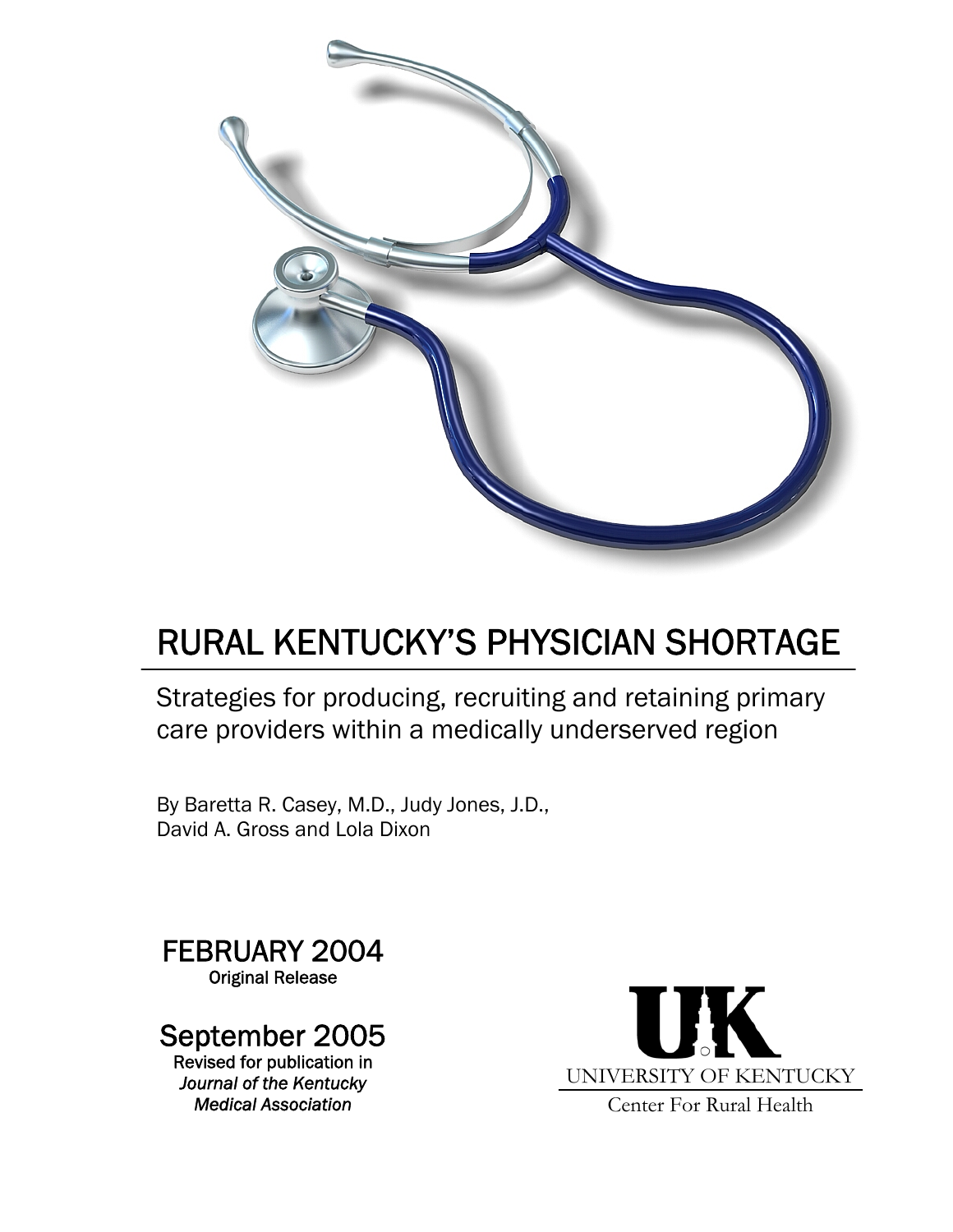# RURAL KENTUCKY'S PHYSICIAN SHORTAGE

Strategies for producing, recruiting and retaining primary care providers within a medically underserved region

By Baretta R. Casey, M.D., Judy Jones, J.D., David A. Gross and Lola Dixon

**FEBRUARY 2004**
**Original Release**

**September 2005**
**Revised for publication in *Journal of the Kentucky Medical Association***

UK
UNIVERSITY OF KENTUCKY
Center For Rural Health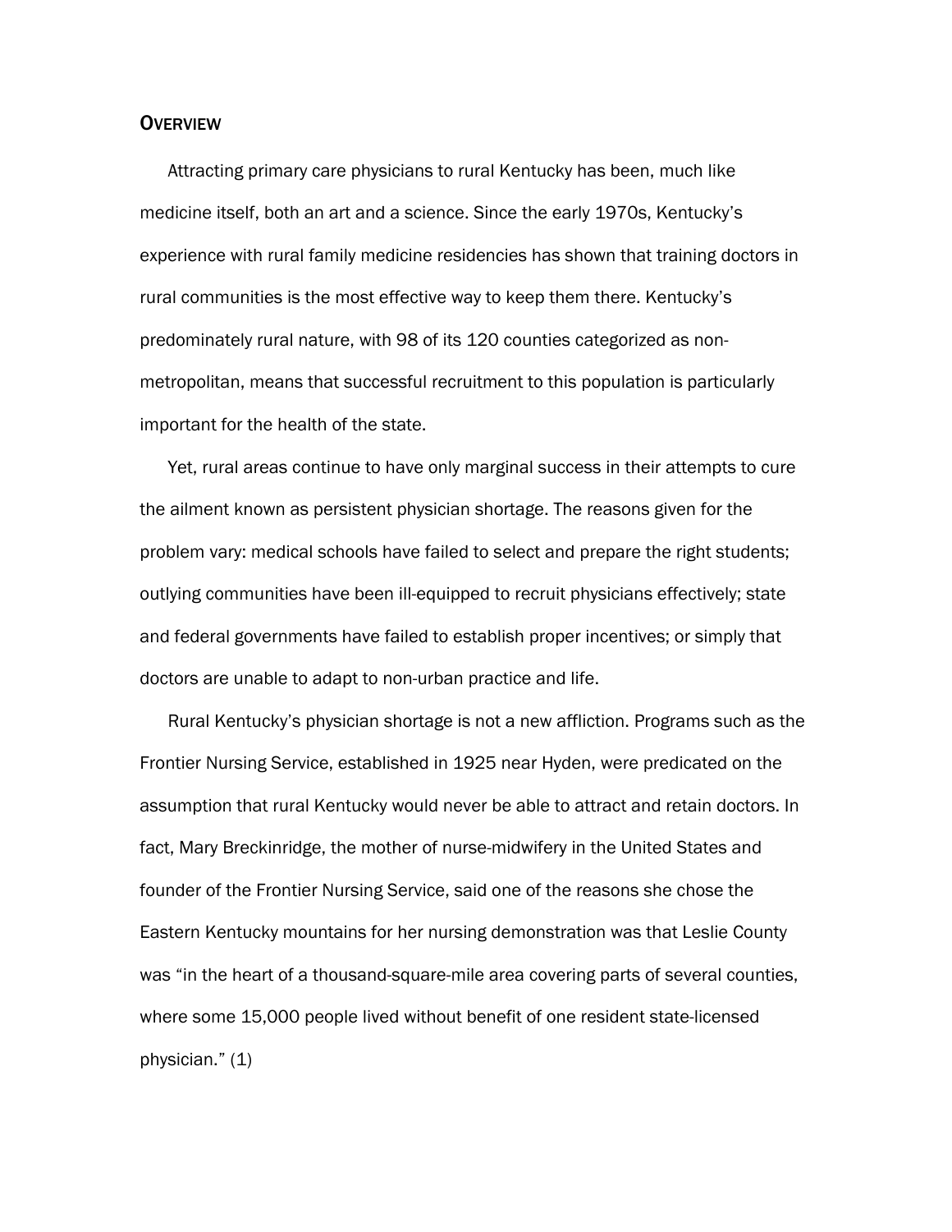## OVERVIEW

Attracting primary care physicians to rural Kentucky has been, much like medicine itself, both an art and a science. Since the early 1970s, Kentucky's experience with rural family medicine residencies has shown that training doctors in rural communities is the most effective way to keep them there. Kentucky's predominately rural nature, with 98 of its 120 counties categorized as non-metropolitan, means that successful recruitment to this population is particularly important for the health of the state.

Yet, rural areas continue to have only marginal success in their attempts to cure the ailment known as persistent physician shortage. The reasons given for the problem vary: medical schools have failed to select and prepare the right students; outlying communities have been ill-equipped to recruit physicians effectively; state and federal governments have failed to establish proper incentives; or simply that doctors are unable to adapt to non-urban practice and life.

Rural Kentucky's physician shortage is not a new affliction. Programs such as the Frontier Nursing Service, established in 1925 near Hyden, were predicated on the assumption that rural Kentucky would never be able to attract and retain doctors. In fact, Mary Breckinridge, the mother of nurse-midwifery in the United States and founder of the Frontier Nursing Service, said one of the reasons she chose the Eastern Kentucky mountains for her nursing demonstration was that Leslie County was "in the heart of a thousand-square-mile area covering parts of several counties, where some 15,000 people lived without benefit of one resident state-licensed physician." (1)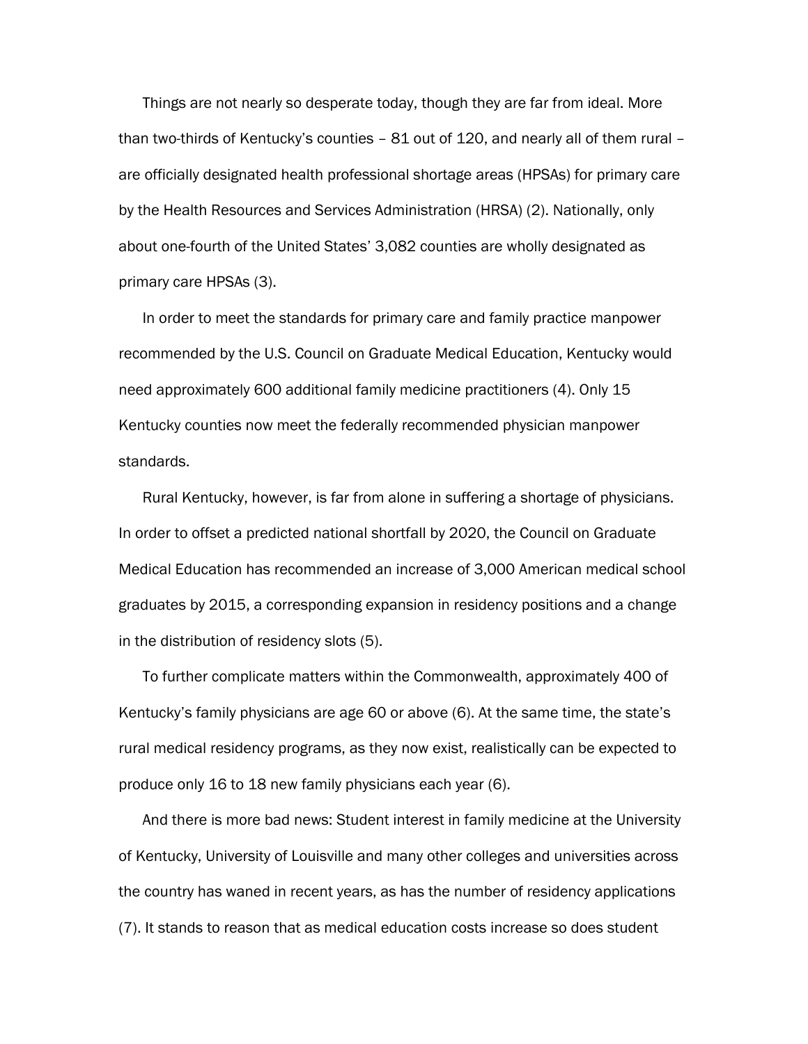Things are not nearly so desperate today, though they are far from ideal. More than two-thirds of Kentucky's counties – 81 out of 120, and nearly all of them rural – are officially designated health professional shortage areas (HPSAs) for primary care by the Health Resources and Services Administration (HRSA) (2). Nationally, only about one-fourth of the United States' 3,082 counties are wholly designated as primary care HPSAs (3).

In order to meet the standards for primary care and family practice manpower recommended by the U.S. Council on Graduate Medical Education, Kentucky would need approximately 600 additional family medicine practitioners (4). Only 15 Kentucky counties now meet the federally recommended physician manpower standards.

Rural Kentucky, however, is far from alone in suffering a shortage of physicians. In order to offset a predicted national shortfall by 2020, the Council on Graduate Medical Education has recommended an increase of 3,000 American medical school graduates by 2015, a corresponding expansion in residency positions and a change in the distribution of residency slots (5).

To further complicate matters within the Commonwealth, approximately 400 of Kentucky's family physicians are age 60 or above (6). At the same time, the state's rural medical residency programs, as they now exist, realistically can be expected to produce only 16 to 18 new family physicians each year (6).

And there is more bad news: Student interest in family medicine at the University of Kentucky, University of Louisville and many other colleges and universities across the country has waned in recent years, as has the number of residency applications (7). It stands to reason that as medical education costs increase so does student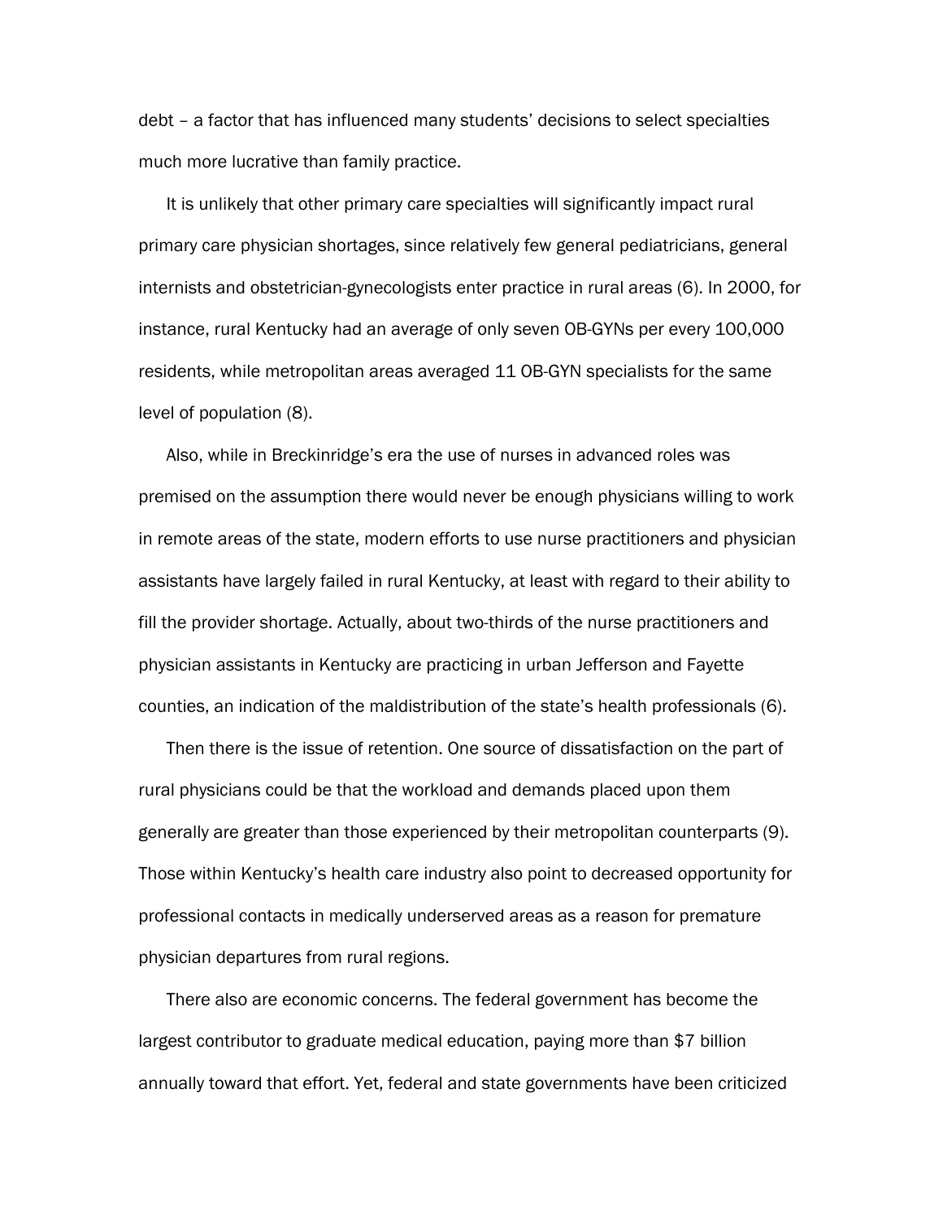debt – a factor that has influenced many students' decisions to select specialties much more lucrative than family practice.

It is unlikely that other primary care specialties will significantly impact rural primary care physician shortages, since relatively few general pediatricians, general internists and obstetrician-gynecologists enter practice in rural areas (6). In 2000, for instance, rural Kentucky had an average of only seven OB-GYNs per every 100,000 residents, while metropolitan areas averaged 11 OB-GYN specialists for the same level of population (8).

Also, while in Breckinridge's era the use of nurses in advanced roles was premised on the assumption there would never be enough physicians willing to work in remote areas of the state, modern efforts to use nurse practitioners and physician assistants have largely failed in rural Kentucky, at least with regard to their ability to fill the provider shortage. Actually, about two-thirds of the nurse practitioners and physician assistants in Kentucky are practicing in urban Jefferson and Fayette counties, an indication of the maldistribution of the state's health professionals (6).

Then there is the issue of retention. One source of dissatisfaction on the part of rural physicians could be that the workload and demands placed upon them generally are greater than those experienced by their metropolitan counterparts (9). Those within Kentucky's health care industry also point to decreased opportunity for professional contacts in medically underserved areas as a reason for premature physician departures from rural regions.

There also are economic concerns. The federal government has become the largest contributor to graduate medical education, paying more than $7 billion annually toward that effort. Yet, federal and state governments have been criticized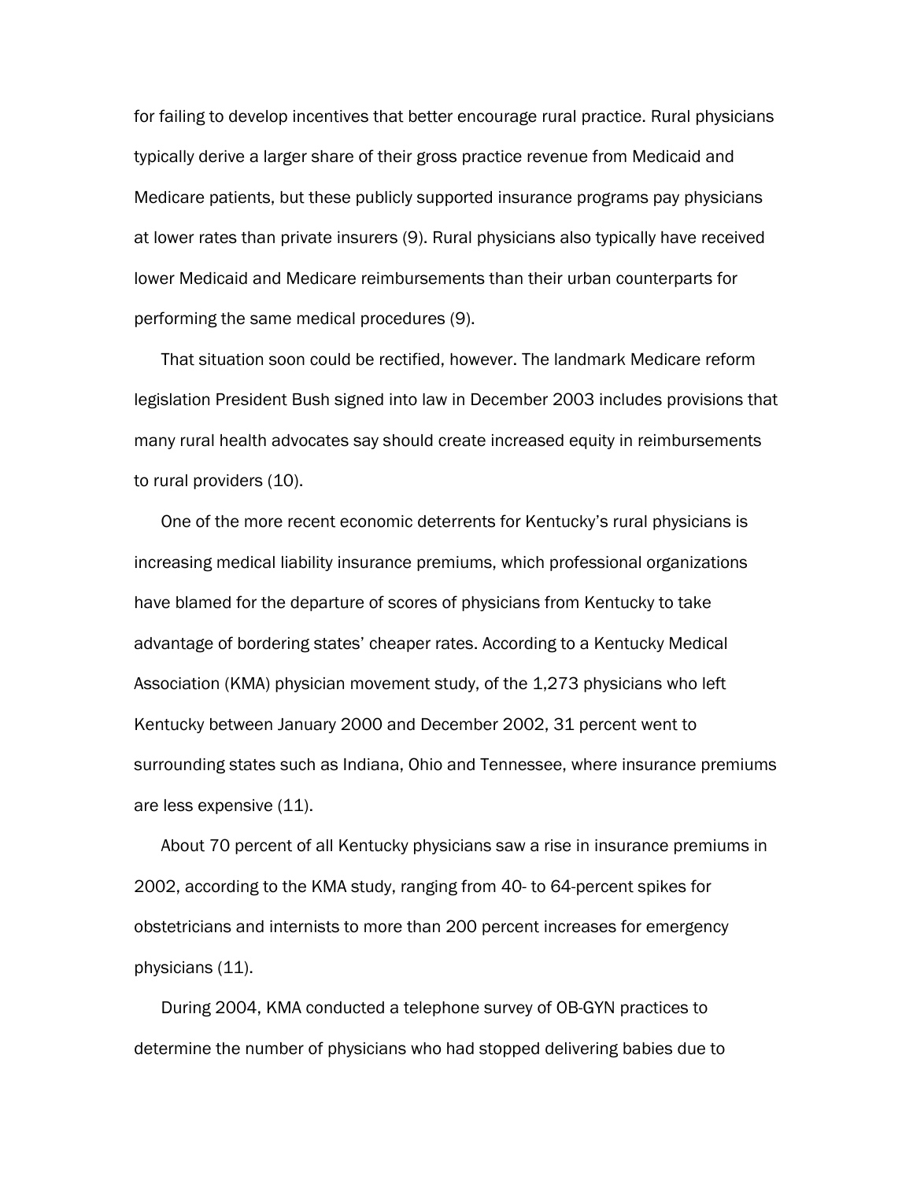for failing to develop incentives that better encourage rural practice. Rural physicians typically derive a larger share of their gross practice revenue from Medicaid and Medicare patients, but these publicly supported insurance programs pay physicians at lower rates than private insurers (9). Rural physicians also typically have received lower Medicaid and Medicare reimbursements than their urban counterparts for performing the same medical procedures (9).

That situation soon could be rectified, however. The landmark Medicare reform legislation President Bush signed into law in December 2003 includes provisions that many rural health advocates say should create increased equity in reimbursements to rural providers (10).

One of the more recent economic deterrents for Kentucky's rural physicians is increasing medical liability insurance premiums, which professional organizations have blamed for the departure of scores of physicians from Kentucky to take advantage of bordering states' cheaper rates. According to a Kentucky Medical Association (KMA) physician movement study, of the 1,273 physicians who left Kentucky between January 2000 and December 2002, 31 percent went to surrounding states such as Indiana, Ohio and Tennessee, where insurance premiums are less expensive (11).

About 70 percent of all Kentucky physicians saw a rise in insurance premiums in 2002, according to the KMA study, ranging from 40- to 64-percent spikes for obstetricians and internists to more than 200 percent increases for emergency physicians (11).

During 2004, KMA conducted a telephone survey of OB-GYN practices to determine the number of physicians who had stopped delivering babies due to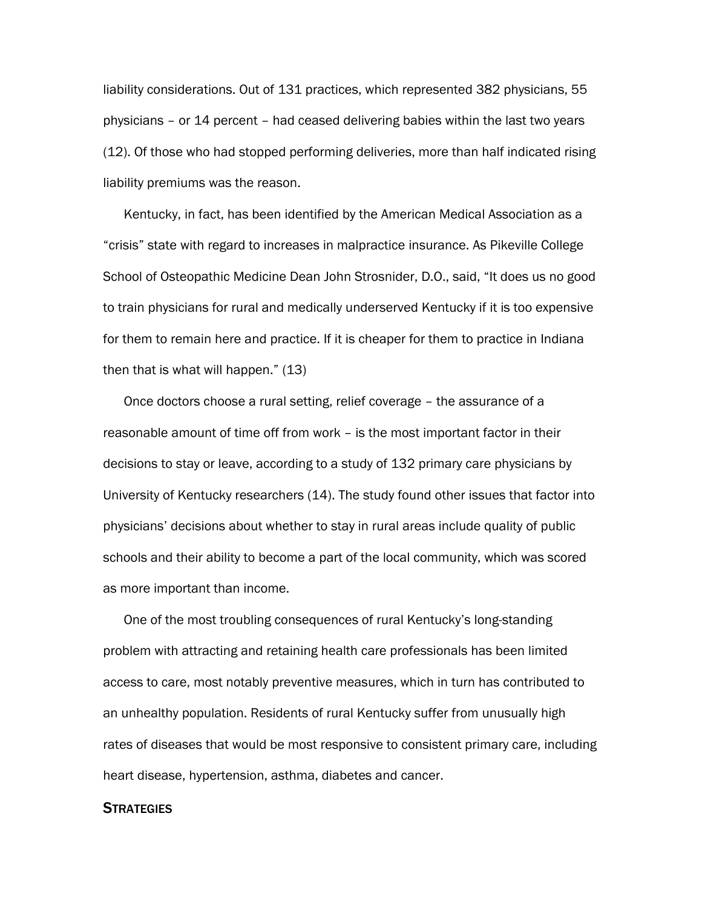liability considerations. Out of 131 practices, which represented 382 physicians, 55 physicians – or 14 percent – had ceased delivering babies within the last two years (12). Of those who had stopped performing deliveries, more than half indicated rising liability premiums was the reason.

Kentucky, in fact, has been identified by the American Medical Association as a "crisis" state with regard to increases in malpractice insurance. As Pikeville College School of Osteopathic Medicine Dean John Strosnider, D.O., said, "It does us no good to train physicians for rural and medically underserved Kentucky if it is too expensive for them to remain here and practice. If it is cheaper for them to practice in Indiana then that is what will happen." (13)

Once doctors choose a rural setting, relief coverage – the assurance of a reasonable amount of time off from work – is the most important factor in their decisions to stay or leave, according to a study of 132 primary care physicians by University of Kentucky researchers (14). The study found other issues that factor into physicians' decisions about whether to stay in rural areas include quality of public schools and their ability to become a part of the local community, which was scored as more important than income.

One of the most troubling consequences of rural Kentucky's long-standing problem with attracting and retaining health care professionals has been limited access to care, most notably preventive measures, which in turn has contributed to an unhealthy population. Residents of rural Kentucky suffer from unusually high rates of diseases that would be most responsive to consistent primary care, including heart disease, hypertension, asthma, diabetes and cancer.

## STRATEGIES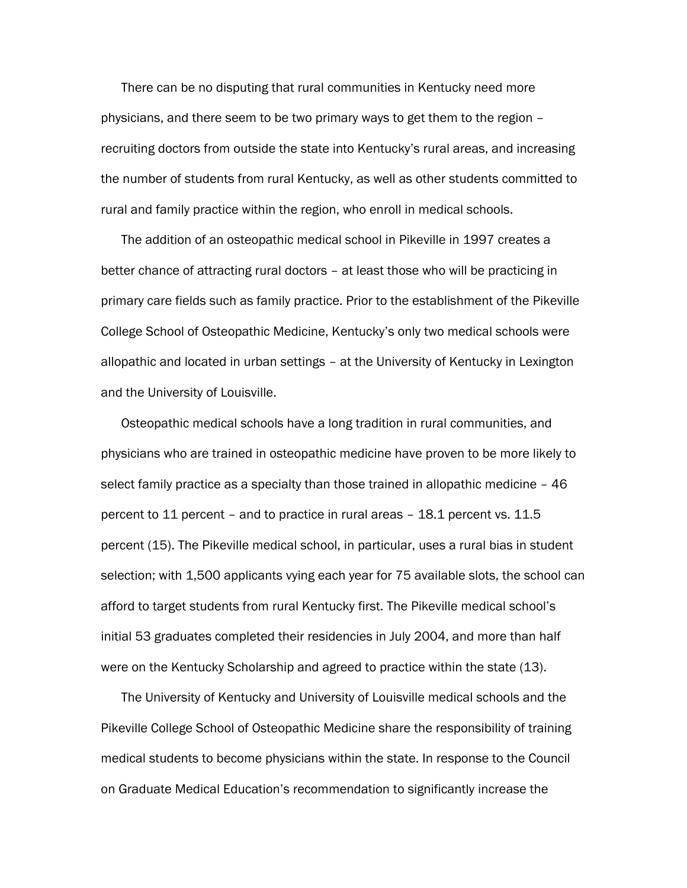There can be no disputing that rural communities in Kentucky need more physicians, and there seem to be two primary ways to get them to the region – recruiting doctors from outside the state into Kentucky's rural areas, and increasing the number of students from rural Kentucky, as well as other students committed to rural and family practice within the region, who enroll in medical schools.

The addition of an osteopathic medical school in Pikeville in 1997 creates a better chance of attracting rural doctors – at least those who will be practicing in primary care fields such as family practice. Prior to the establishment of the Pikeville College School of Osteopathic Medicine, Kentucky's only two medical schools were allopathic and located in urban settings – at the University of Kentucky in Lexington and the University of Louisville.

Osteopathic medical schools have a long tradition in rural communities, and physicians who are trained in osteopathic medicine have proven to be more likely to select family practice as a specialty than those trained in allopathic medicine – 46 percent to 11 percent – and to practice in rural areas – 18.1 percent vs. 11.5 percent (15). The Pikeville medical school, in particular, uses a rural bias in student selection; with 1,500 applicants vying each year for 75 available slots, the school can afford to target students from rural Kentucky first. The Pikeville medical school's initial 53 graduates completed their residencies in July 2004, and more than half were on the Kentucky Scholarship and agreed to practice within the state (13).

The University of Kentucky and University of Louisville medical schools and the Pikeville College School of Osteopathic Medicine share the responsibility of training medical students to become physicians within the state. In response to the Council on Graduate Medical Education's recommendation to significantly increase the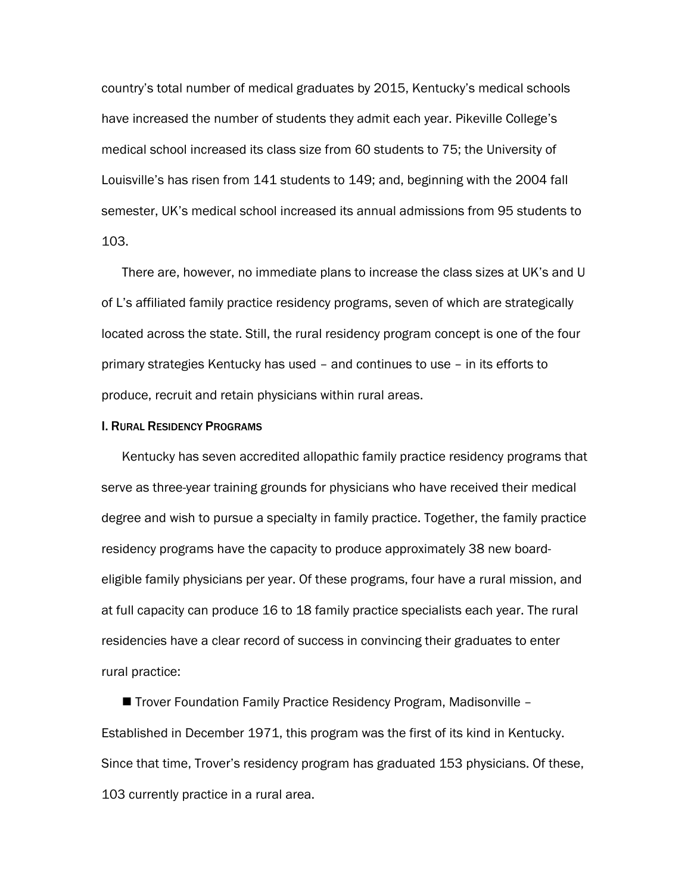country's total number of medical graduates by 2015, Kentucky's medical schools have increased the number of students they admit each year. Pikeville College's medical school increased its class size from 60 students to 75; the University of Louisville's has risen from 141 students to 149; and, beginning with the 2004 fall semester, UK's medical school increased its annual admissions from 95 students to 103.

There are, however, no immediate plans to increase the class sizes at UK's and U of L's affiliated family practice residency programs, seven of which are strategically located across the state. Still, the rural residency program concept is one of the four primary strategies Kentucky has used – and continues to use – in its efforts to produce, recruit and retain physicians within rural areas.

## I. Rural Residency Programs

Kentucky has seven accredited allopathic family practice residency programs that serve as three-year training grounds for physicians who have received their medical degree and wish to pursue a specialty in family practice. Together, the family practice residency programs have the capacity to produce approximately 38 new board-eligible family physicians per year. Of these programs, four have a rural mission, and at full capacity can produce 16 to 18 family practice specialists each year. The rural residencies have a clear record of success in convincing their graduates to enter rural practice:

- Trover Foundation Family Practice Residency Program, Madisonville – Established in December 1971, this program was the first of its kind in Kentucky. Since that time, Trover's residency program has graduated 153 physicians. Of these, 103 currently practice in a rural area.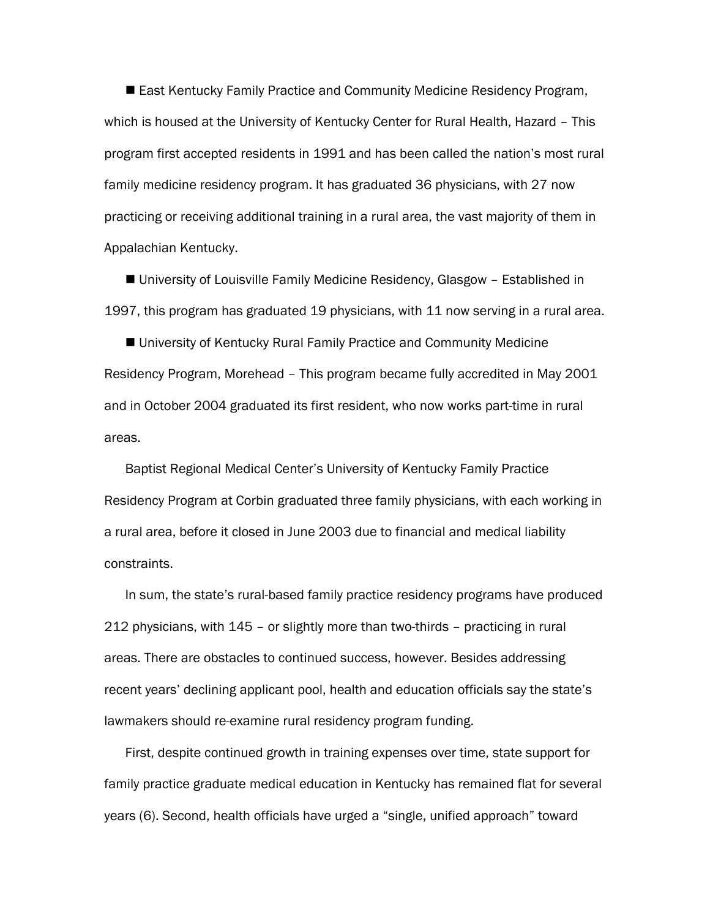- East Kentucky Family Practice and Community Medicine Residency Program, which is housed at the University of Kentucky Center for Rural Health, Hazard – This program first accepted residents in 1991 and has been called the nation's most rural family medicine residency program. It has graduated 36 physicians, with 27 now practicing or receiving additional training in a rural area, the vast majority of them in Appalachian Kentucky.

- University of Louisville Family Medicine Residency, Glasgow – Established in 1997, this program has graduated 19 physicians, with 11 now serving in a rural area.

- University of Kentucky Rural Family Practice and Community Medicine Residency Program, Morehead – This program became fully accredited in May 2001 and in October 2004 graduated its first resident, who now works part-time in rural areas.

Baptist Regional Medical Center's University of Kentucky Family Practice Residency Program at Corbin graduated three family physicians, with each working in a rural area, before it closed in June 2003 due to financial and medical liability constraints.

In sum, the state's rural-based family practice residency programs have produced 212 physicians, with 145 – or slightly more than two-thirds – practicing in rural areas. There are obstacles to continued success, however. Besides addressing recent years' declining applicant pool, health and education officials say the state's lawmakers should re-examine rural residency program funding.

First, despite continued growth in training expenses over time, state support for family practice graduate medical education in Kentucky has remained flat for several years (6). Second, health officials have urged a "single, unified approach" toward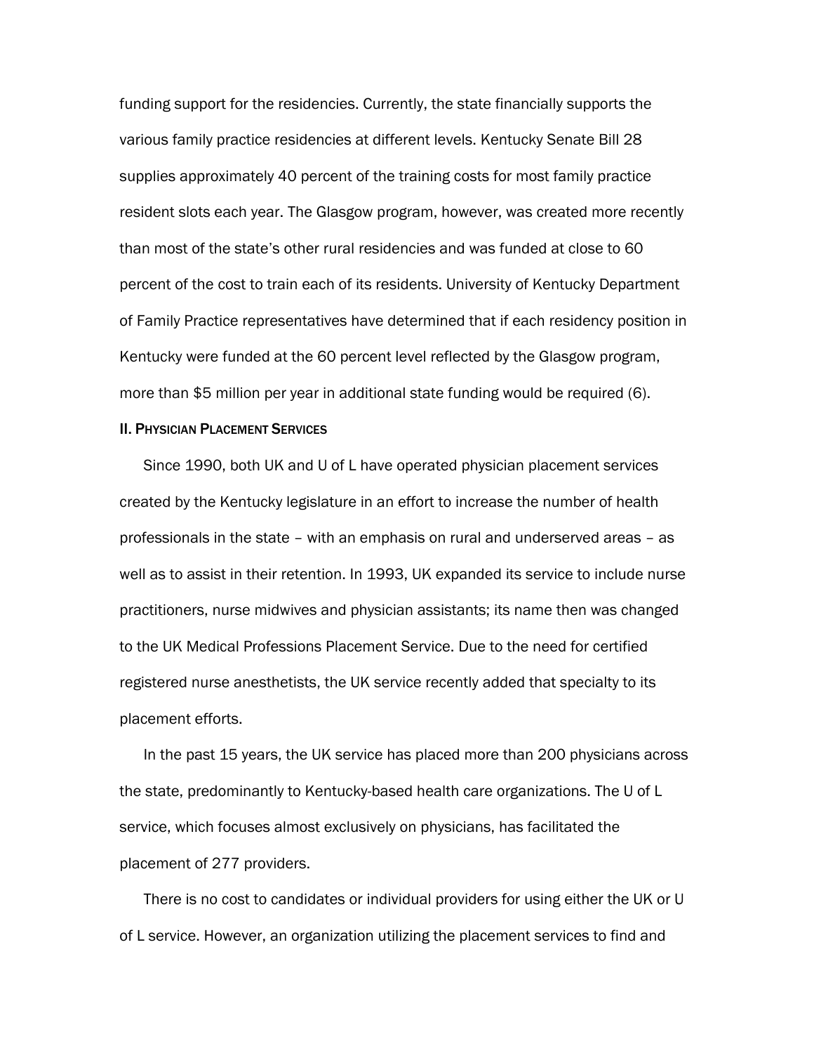funding support for the residencies. Currently, the state financially supports the various family practice residencies at different levels. Kentucky Senate Bill 28 supplies approximately 40 percent of the training costs for most family practice resident slots each year. The Glasgow program, however, was created more recently than most of the state's other rural residencies and was funded at close to 60 percent of the cost to train each of its residents. University of Kentucky Department of Family Practice representatives have determined that if each residency position in Kentucky were funded at the 60 percent level reflected by the Glasgow program, more than $5 million per year in additional state funding would be required (6).

## II. Physician Placement Services

Since 1990, both UK and U of L have operated physician placement services created by the Kentucky legislature in an effort to increase the number of health professionals in the state – with an emphasis on rural and underserved areas – as well as to assist in their retention. In 1993, UK expanded its service to include nurse practitioners, nurse midwives and physician assistants; its name then was changed to the UK Medical Professions Placement Service. Due to the need for certified registered nurse anesthetists, the UK service recently added that specialty to its placement efforts.

In the past 15 years, the UK service has placed more than 200 physicians across the state, predominantly to Kentucky-based health care organizations. The U of L service, which focuses almost exclusively on physicians, has facilitated the placement of 277 providers.

There is no cost to candidates or individual providers for using either the UK or U of L service. However, an organization utilizing the placement services to find and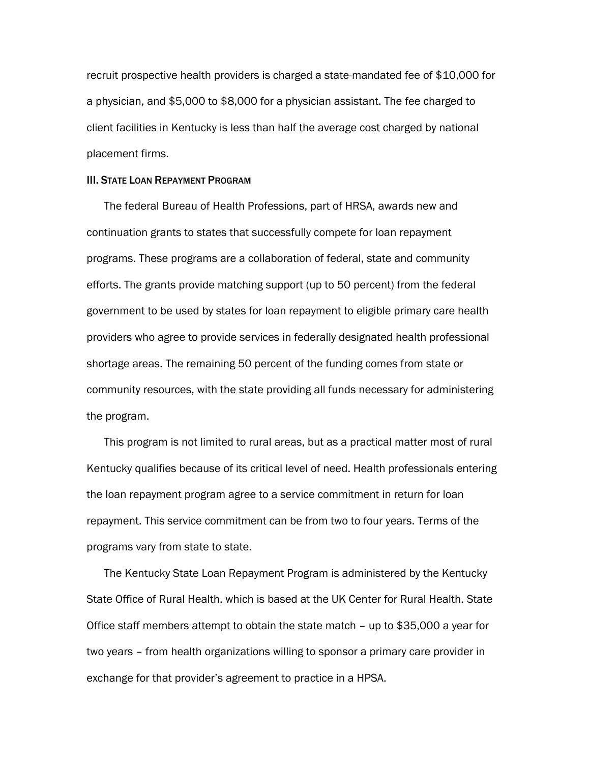recruit prospective health providers is charged a state-mandated fee of $10,000 for a physician, and $5,000 to $8,000 for a physician assistant. The fee charged to client facilities in Kentucky is less than half the average cost charged by national placement firms.

### III. State Loan Repayment Program

The federal Bureau of Health Professions, part of HRSA, awards new and continuation grants to states that successfully compete for loan repayment programs. These programs are a collaboration of federal, state and community efforts. The grants provide matching support (up to 50 percent) from the federal government to be used by states for loan repayment to eligible primary care health providers who agree to provide services in federally designated health professional shortage areas. The remaining 50 percent of the funding comes from state or community resources, with the state providing all funds necessary for administering the program.

This program is not limited to rural areas, but as a practical matter most of rural Kentucky qualifies because of its critical level of need. Health professionals entering the loan repayment program agree to a service commitment in return for loan repayment. This service commitment can be from two to four years. Terms of the programs vary from state to state.

The Kentucky State Loan Repayment Program is administered by the Kentucky State Office of Rural Health, which is based at the UK Center for Rural Health. State Office staff members attempt to obtain the state match – up to $35,000 a year for two years – from health organizations willing to sponsor a primary care provider in exchange for that provider's agreement to practice in a HPSA.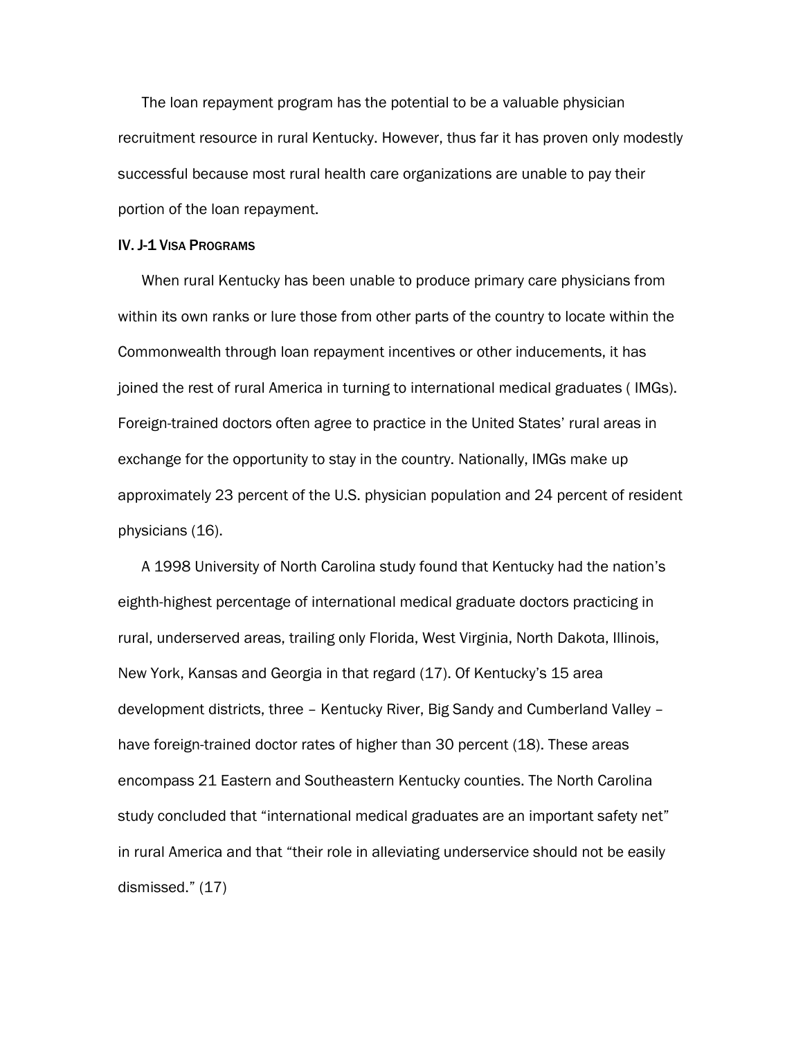The loan repayment program has the potential to be a valuable physician recruitment resource in rural Kentucky. However, thus far it has proven only modestly successful because most rural health care organizations are unable to pay their portion of the loan repayment.

## IV. J-1 Visa Programs

When rural Kentucky has been unable to produce primary care physicians from within its own ranks or lure those from other parts of the country to locate within the Commonwealth through loan repayment incentives or other inducements, it has joined the rest of rural America in turning to international medical graduates ( IMGs). Foreign-trained doctors often agree to practice in the United States' rural areas in exchange for the opportunity to stay in the country. Nationally, IMGs make up approximately 23 percent of the U.S. physician population and 24 percent of resident physicians (16).

A 1998 University of North Carolina study found that Kentucky had the nation's eighth-highest percentage of international medical graduate doctors practicing in rural, underserved areas, trailing only Florida, West Virginia, North Dakota, Illinois, New York, Kansas and Georgia in that regard (17). Of Kentucky's 15 area development districts, three – Kentucky River, Big Sandy and Cumberland Valley – have foreign-trained doctor rates of higher than 30 percent (18). These areas encompass 21 Eastern and Southeastern Kentucky counties. The North Carolina study concluded that "international medical graduates are an important safety net" in rural America and that "their role in alleviating underservice should not be easily dismissed." (17)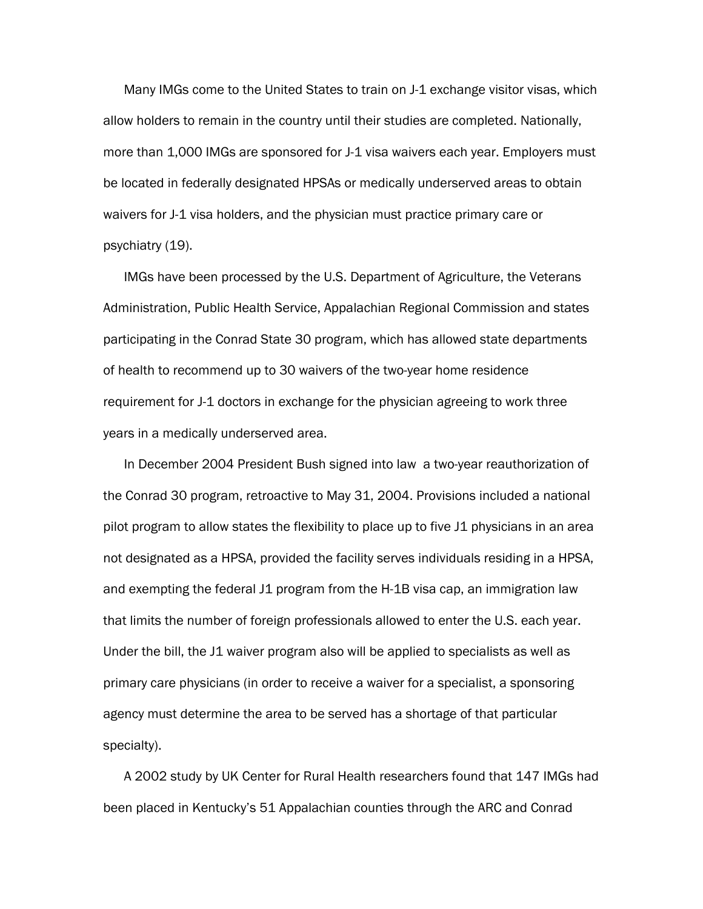Many IMGs come to the United States to train on J-1 exchange visitor visas, which allow holders to remain in the country until their studies are completed. Nationally, more than 1,000 IMGs are sponsored for J-1 visa waivers each year. Employers must be located in federally designated HPSAs or medically underserved areas to obtain waivers for J-1 visa holders, and the physician must practice primary care or psychiatry (19).

IMGs have been processed by the U.S. Department of Agriculture, the Veterans Administration, Public Health Service, Appalachian Regional Commission and states participating in the Conrad State 30 program, which has allowed state departments of health to recommend up to 30 waivers of the two-year home residence requirement for J-1 doctors in exchange for the physician agreeing to work three years in a medically underserved area.

In December 2004 President Bush signed into law a two-year reauthorization of the Conrad 30 program, retroactive to May 31, 2004. Provisions included a national pilot program to allow states the flexibility to place up to five J1 physicians in an area not designated as a HPSA, provided the facility serves individuals residing in a HPSA, and exempting the federal J1 program from the H-1B visa cap, an immigration law that limits the number of foreign professionals allowed to enter the U.S. each year. Under the bill, the J1 waiver program also will be applied to specialists as well as primary care physicians (in order to receive a waiver for a specialist, a sponsoring agency must determine the area to be served has a shortage of that particular specialty).

A 2002 study by UK Center for Rural Health researchers found that 147 IMGs had been placed in Kentucky's 51 Appalachian counties through the ARC and Conrad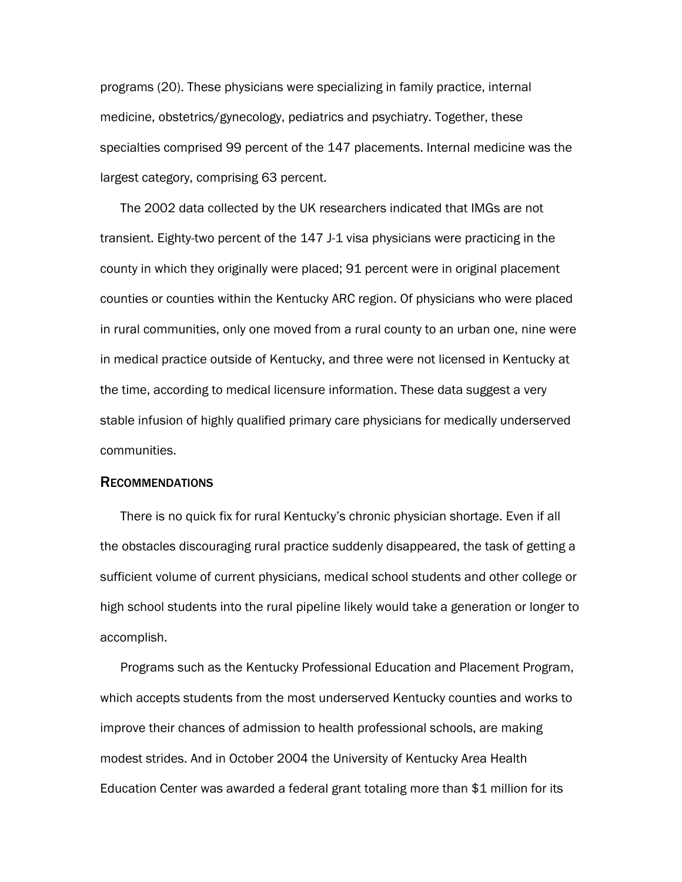programs (20). These physicians were specializing in family practice, internal medicine, obstetrics/gynecology, pediatrics and psychiatry. Together, these specialties comprised 99 percent of the 147 placements. Internal medicine was the largest category, comprising 63 percent.

The 2002 data collected by the UK researchers indicated that IMGs are not transient. Eighty-two percent of the 147 J-1 visa physicians were practicing in the county in which they originally were placed; 91 percent were in original placement counties or counties within the Kentucky ARC region. Of physicians who were placed in rural communities, only one moved from a rural county to an urban one, nine were in medical practice outside of Kentucky, and three were not licensed in Kentucky at the time, according to medical licensure information. These data suggest a very stable infusion of highly qualified primary care physicians for medically underserved communities.

## Recommendations

There is no quick fix for rural Kentucky's chronic physician shortage. Even if all the obstacles discouraging rural practice suddenly disappeared, the task of getting a sufficient volume of current physicians, medical school students and other college or high school students into the rural pipeline likely would take a generation or longer to accomplish.

Programs such as the Kentucky Professional Education and Placement Program, which accepts students from the most underserved Kentucky counties and works to improve their chances of admission to health professional schools, are making modest strides. And in October 2004 the University of Kentucky Area Health Education Center was awarded a federal grant totaling more than $1 million for its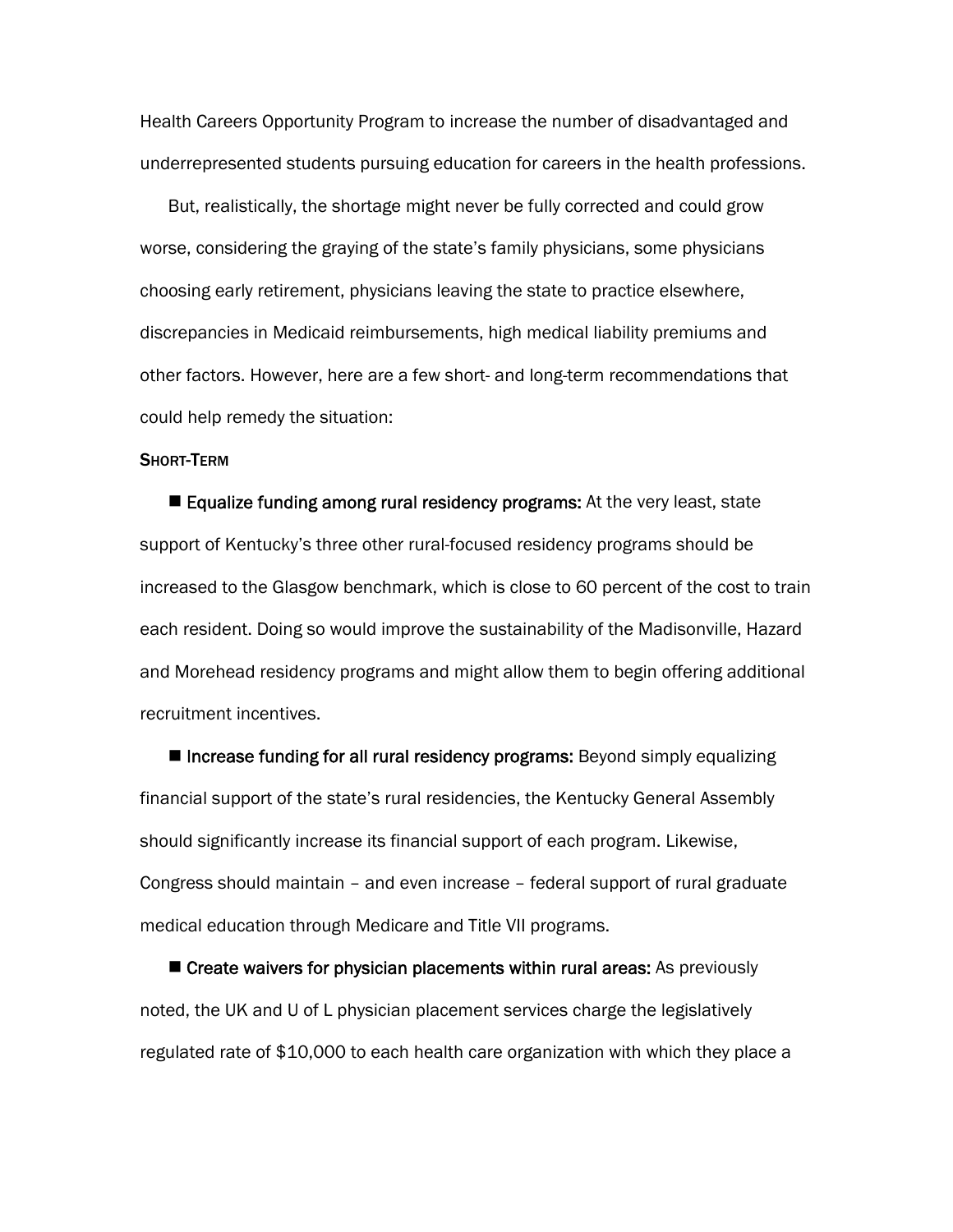Health Careers Opportunity Program to increase the number of disadvantaged and underrepresented students pursuing education for careers in the health professions.

But, realistically, the shortage might never be fully corrected and could grow worse, considering the graying of the state's family physicians, some physicians choosing early retirement, physicians leaving the state to practice elsewhere, discrepancies in Medicaid reimbursements, high medical liability premiums and other factors. However, here are a few short- and long-term recommendations that could help remedy the situation:

### SHORT-TERM

■ **Equalize funding among rural residency programs:** At the very least, state support of Kentucky's three other rural-focused residency programs should be increased to the Glasgow benchmark, which is close to 60 percent of the cost to train each resident. Doing so would improve the sustainability of the Madisonville, Hazard and Morehead residency programs and might allow them to begin offering additional recruitment incentives.

■ **Increase funding for all rural residency programs:** Beyond simply equalizing financial support of the state's rural residencies, the Kentucky General Assembly should significantly increase its financial support of each program. Likewise, Congress should maintain – and even increase – federal support of rural graduate medical education through Medicare and Title VII programs.

■ **Create waivers for physician placements within rural areas:** As previously noted, the UK and U of L physician placement services charge the legislatively regulated rate of $10,000 to each health care organization with which they place a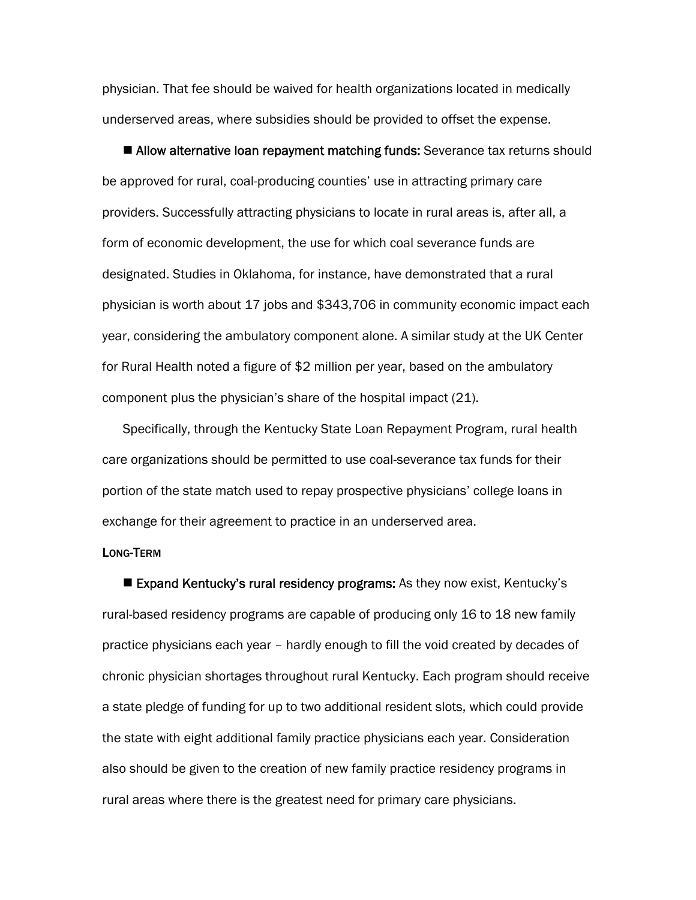physician. That fee should be waived for health organizations located in medically underserved areas, where subsidies should be provided to offset the expense.

■ **Allow alternative loan repayment matching funds:** Severance tax returns should be approved for rural, coal-producing counties' use in attracting primary care providers. Successfully attracting physicians to locate in rural areas is, after all, a form of economic development, the use for which coal severance funds are designated. Studies in Oklahoma, for instance, have demonstrated that a rural physician is worth about 17 jobs and $343,706 in community economic impact each year, considering the ambulatory component alone. A similar study at the UK Center for Rural Health noted a figure of $2 million per year, based on the ambulatory component plus the physician's share of the hospital impact (21).

Specifically, through the Kentucky State Loan Repayment Program, rural health care organizations should be permitted to use coal-severance tax funds for their portion of the state match used to repay prospective physicians' college loans in exchange for their agreement to practice in an underserved area.

#### LONG-TERM

■ **Expand Kentucky's rural residency programs:** As they now exist, Kentucky's rural-based residency programs are capable of producing only 16 to 18 new family practice physicians each year – hardly enough to fill the void created by decades of chronic physician shortages throughout rural Kentucky. Each program should receive a state pledge of funding for up to two additional resident slots, which could provide the state with eight additional family practice physicians each year. Consideration also should be given to the creation of new family practice residency programs in rural areas where there is the greatest need for primary care physicians.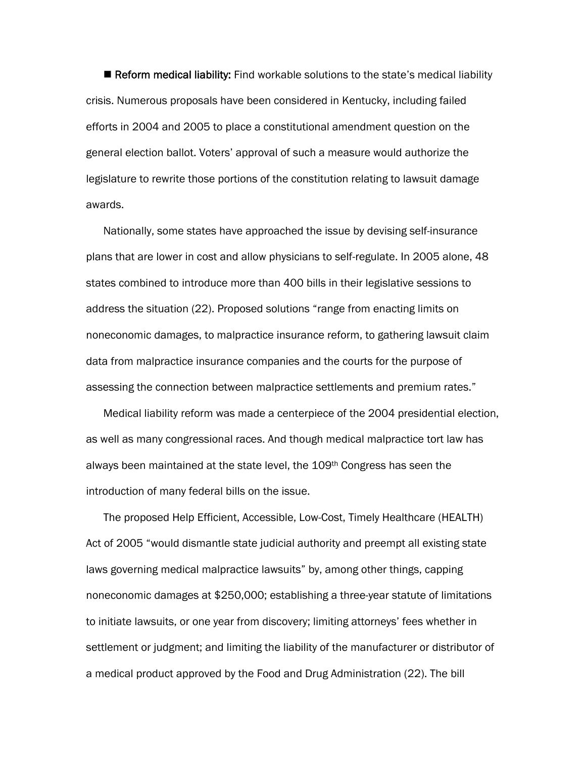■ **Reform medical liability:** Find workable solutions to the state's medical liability crisis. Numerous proposals have been considered in Kentucky, including failed efforts in 2004 and 2005 to place a constitutional amendment question on the general election ballot. Voters' approval of such a measure would authorize the legislature to rewrite those portions of the constitution relating to lawsuit damage awards.

Nationally, some states have approached the issue by devising self-insurance plans that are lower in cost and allow physicians to self-regulate. In 2005 alone, 48 states combined to introduce more than 400 bills in their legislative sessions to address the situation (22). Proposed solutions "range from enacting limits on noneconomic damages, to malpractice insurance reform, to gathering lawsuit claim data from malpractice insurance companies and the courts for the purpose of assessing the connection between malpractice settlements and premium rates."

Medical liability reform was made a centerpiece of the 2004 presidential election, as well as many congressional races. And though medical malpractice tort law has always been maintained at the state level, the 109th Congress has seen the introduction of many federal bills on the issue.

The proposed Help Efficient, Accessible, Low-Cost, Timely Healthcare (HEALTH) Act of 2005 "would dismantle state judicial authority and preempt all existing state laws governing medical malpractice lawsuits" by, among other things, capping noneconomic damages at $250,000; establishing a three-year statute of limitations to initiate lawsuits, or one year from discovery; limiting attorneys' fees whether in settlement or judgment; and limiting the liability of the manufacturer or distributor of a medical product approved by the Food and Drug Administration (22). The bill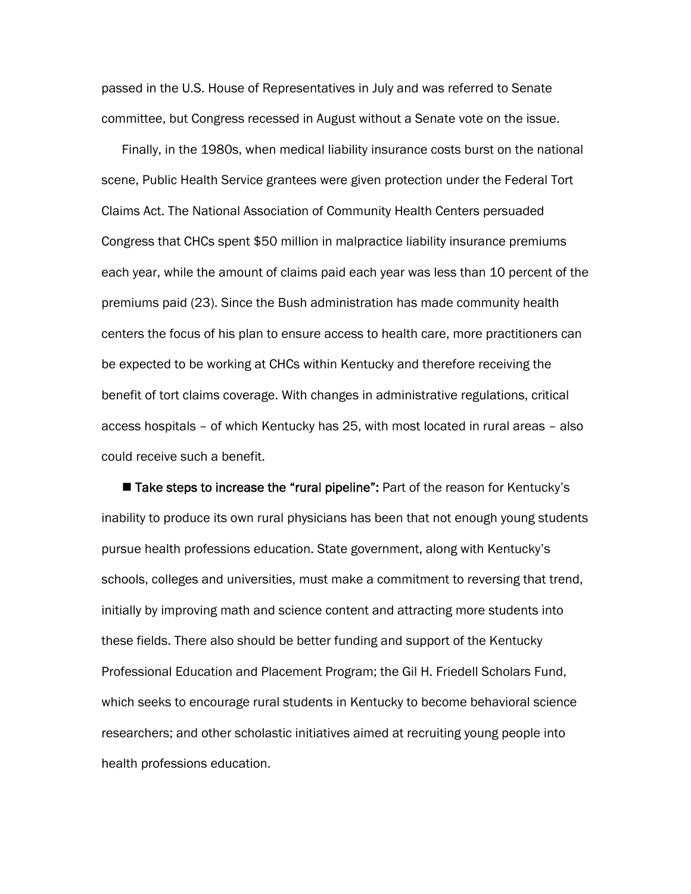passed in the U.S. House of Representatives in July and was referred to Senate committee, but Congress recessed in August without a Senate vote on the issue.

Finally, in the 1980s, when medical liability insurance costs burst on the national scene, Public Health Service grantees were given protection under the Federal Tort Claims Act. The National Association of Community Health Centers persuaded Congress that CHCs spent $50 million in malpractice liability insurance premiums each year, while the amount of claims paid each year was less than 10 percent of the premiums paid (23). Since the Bush administration has made community health centers the focus of his plan to ensure access to health care, more practitioners can be expected to be working at CHCs within Kentucky and therefore receiving the benefit of tort claims coverage. With changes in administrative regulations, critical access hospitals – of which Kentucky has 25, with most located in rural areas – also could receive such a benefit.

■ **Take steps to increase the "rural pipeline":** Part of the reason for Kentucky's inability to produce its own rural physicians has been that not enough young students pursue health professions education. State government, along with Kentucky's schools, colleges and universities, must make a commitment to reversing that trend, initially by improving math and science content and attracting more students into these fields. There also should be better funding and support of the Kentucky Professional Education and Placement Program; the Gil H. Friedell Scholars Fund, which seeks to encourage rural students in Kentucky to become behavioral science researchers; and other scholastic initiatives aimed at recruiting young people into health professions education.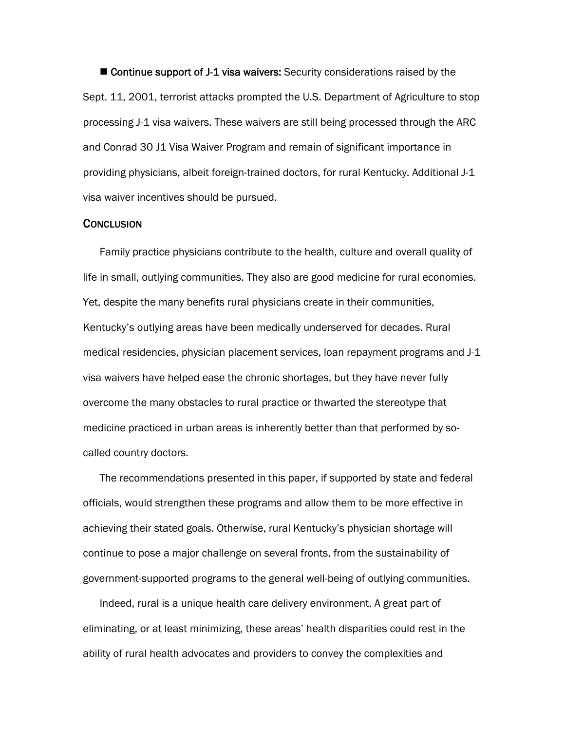■ **Continue support of J-1 visa waivers:** Security considerations raised by the Sept. 11, 2001, terrorist attacks prompted the U.S. Department of Agriculture to stop processing J-1 visa waivers. These waivers are still being processed through the ARC and Conrad 30 J1 Visa Waiver Program and remain of significant importance in providing physicians, albeit foreign-trained doctors, for rural Kentucky. Additional J-1 visa waiver incentives should be pursued.

## Conclusion

Family practice physicians contribute to the health, culture and overall quality of life in small, outlying communities. They also are good medicine for rural economies. Yet, despite the many benefits rural physicians create in their communities, Kentucky's outlying areas have been medically underserved for decades. Rural medical residencies, physician placement services, loan repayment programs and J-1 visa waivers have helped ease the chronic shortages, but they have never fully overcome the many obstacles to rural practice or thwarted the stereotype that medicine practiced in urban areas is inherently better than that performed by so-called country doctors.

The recommendations presented in this paper, if supported by state and federal officials, would strengthen these programs and allow them to be more effective in achieving their stated goals. Otherwise, rural Kentucky's physician shortage will continue to pose a major challenge on several fronts, from the sustainability of government-supported programs to the general well-being of outlying communities.

Indeed, rural is a unique health care delivery environment. A great part of eliminating, or at least minimizing, these areas' health disparities could rest in the ability of rural health advocates and providers to convey the complexities and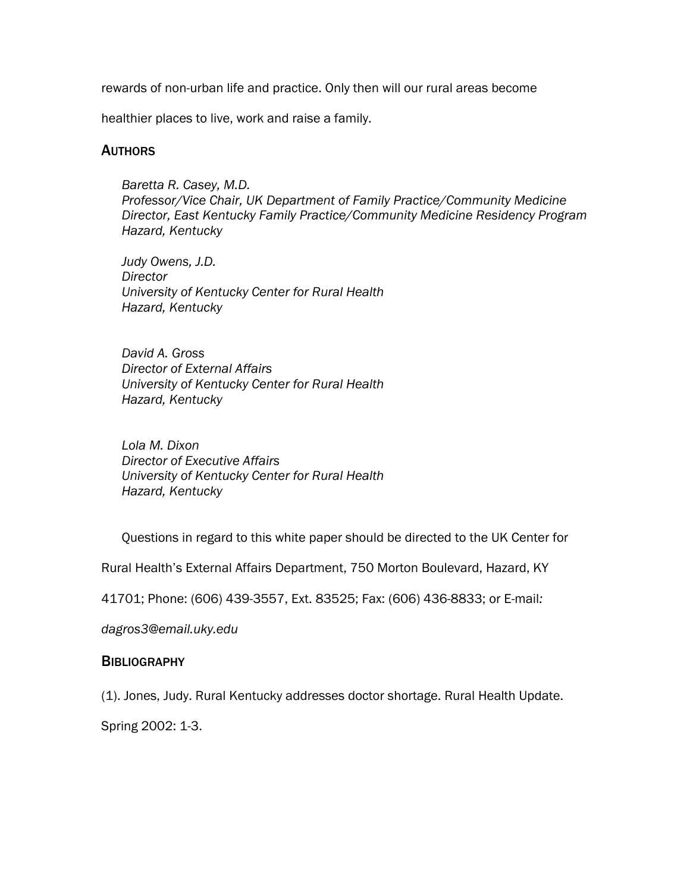rewards of non-urban life and practice. Only then will our rural areas become healthier places to live, work and raise a family.

## Authors

*Baretta R. Casey, M.D.*
*Professor/Vice Chair, UK Department of Family Practice/Community Medicine*
*Director, East Kentucky Family Practice/Community Medicine Residency Program*
*Hazard, Kentucky*

*Judy Owens, J.D.*
*Director*
*University of Kentucky Center for Rural Health*
*Hazard, Kentucky*

*David A. Gross*
*Director of External Affairs*
*University of Kentucky Center for Rural Health*
*Hazard, Kentucky*

*Lola M. Dixon*
*Director of Executive Affairs*
*University of Kentucky Center for Rural Health*
*Hazard, Kentucky*

Questions in regard to this white paper should be directed to the UK Center for Rural Health's External Affairs Department, 750 Morton Boulevard, Hazard, KY 41701; Phone: (606) 439-3557, Ext. 83525; Fax: (606) 436-8833; or E-mail: *dagros3@email.uky.edu*

## Bibliography

(1). Jones, Judy. Rural Kentucky addresses doctor shortage. Rural Health Update. Spring 2002: 1-3.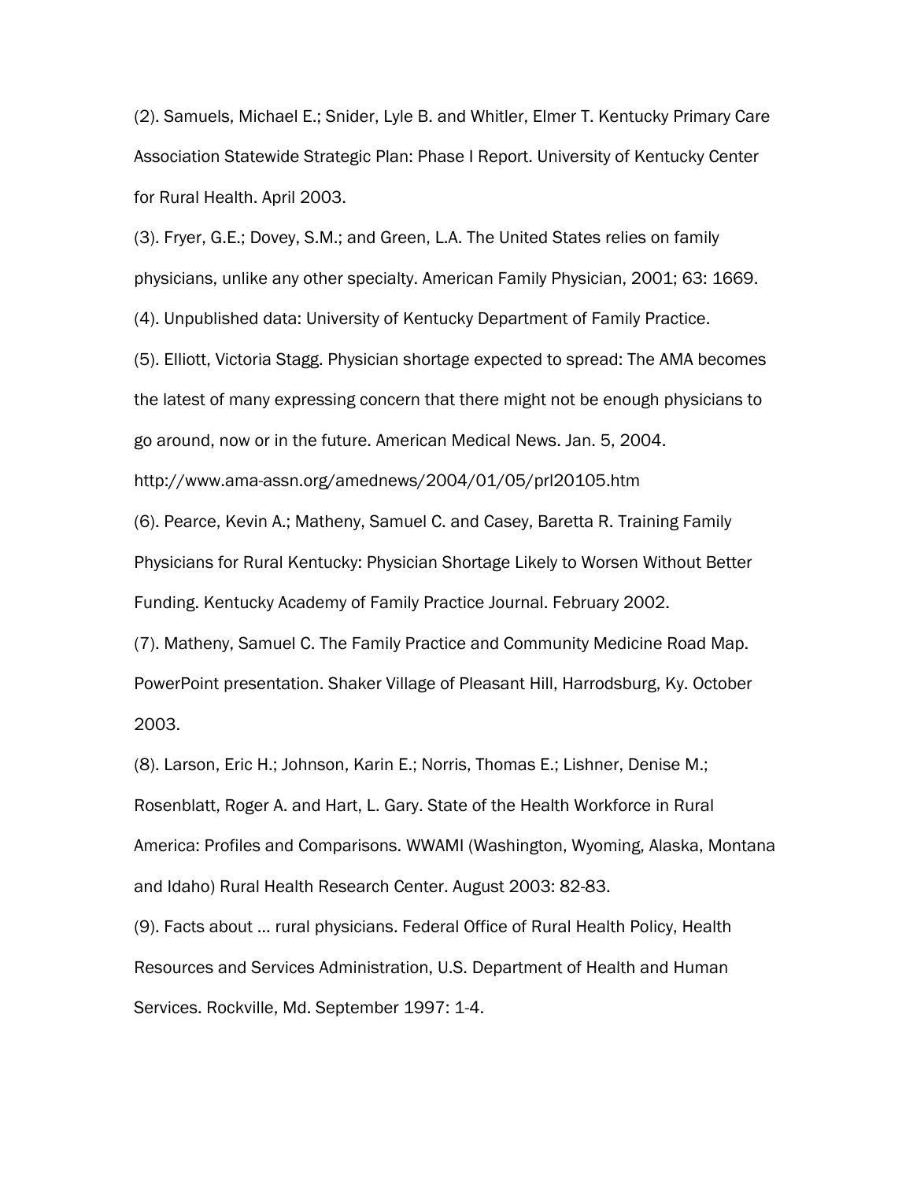(2). Samuels, Michael E.; Snider, Lyle B. and Whitler, Elmer T. Kentucky Primary Care Association Statewide Strategic Plan: Phase I Report. University of Kentucky Center for Rural Health. April 2003.

(3). Fryer, G.E.; Dovey, S.M.; and Green, L.A. The United States relies on family physicians, unlike any other specialty. American Family Physician, 2001; 63: 1669.

(4). Unpublished data: University of Kentucky Department of Family Practice.

(5). Elliott, Victoria Stagg. Physician shortage expected to spread: The AMA becomes the latest of many expressing concern that there might not be enough physicians to go around, now or in the future. American Medical News. Jan. 5, 2004. http://www.ama-assn.org/amednews/2004/01/05/prl20105.htm

(6). Pearce, Kevin A.; Matheny, Samuel C. and Casey, Baretta R. Training Family Physicians for Rural Kentucky: Physician Shortage Likely to Worsen Without Better Funding. Kentucky Academy of Family Practice Journal. February 2002.

(7). Matheny, Samuel C. The Family Practice and Community Medicine Road Map. PowerPoint presentation. Shaker Village of Pleasant Hill, Harrodsburg, Ky. October 2003.

(8). Larson, Eric H.; Johnson, Karin E.; Norris, Thomas E.; Lishner, Denise M.; Rosenblatt, Roger A. and Hart, L. Gary. State of the Health Workforce in Rural America: Profiles and Comparisons. WWAMI (Washington, Wyoming, Alaska, Montana and Idaho) Rural Health Research Center. August 2003: 82-83.

(9). Facts about … rural physicians. Federal Office of Rural Health Policy, Health Resources and Services Administration, U.S. Department of Health and Human Services. Rockville, Md. September 1997: 1-4.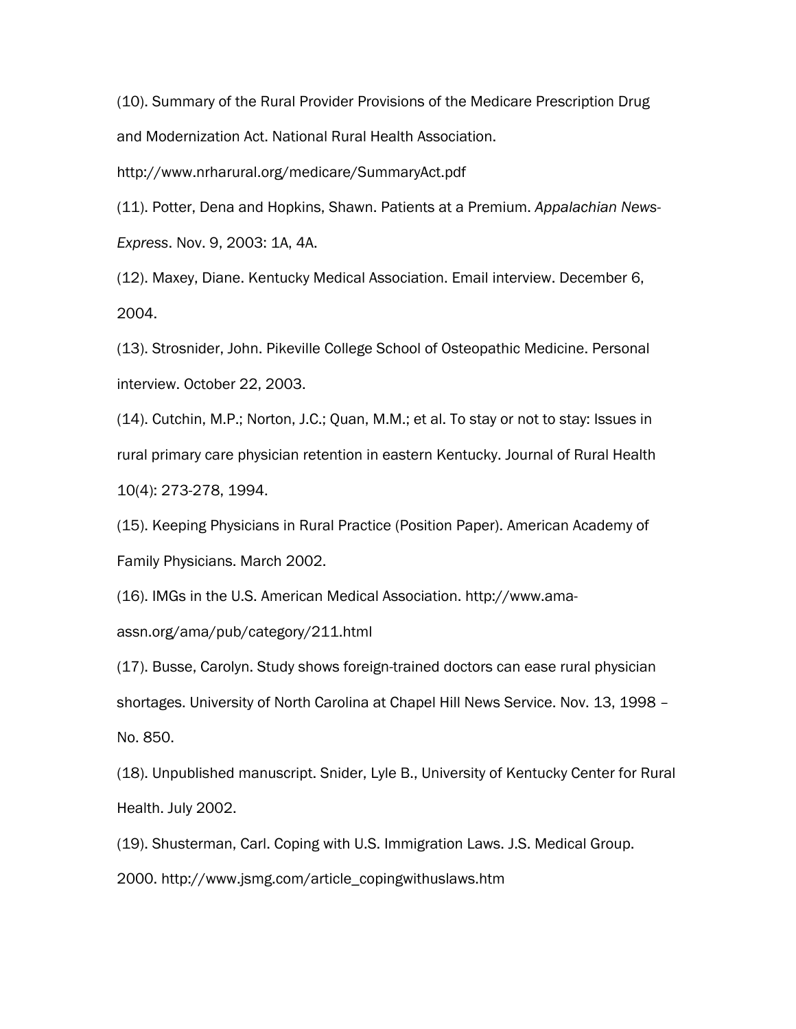(10). Summary of the Rural Provider Provisions of the Medicare Prescription Drug and Modernization Act. National Rural Health Association. http://www.nrharural.org/medicare/SummaryAct.pdf

(11). Potter, Dena and Hopkins, Shawn. Patients at a Premium. *Appalachian News-Express*. Nov. 9, 2003: 1A, 4A.

(12). Maxey, Diane. Kentucky Medical Association. Email interview. December 6, 2004.

(13). Strosnider, John. Pikeville College School of Osteopathic Medicine. Personal interview. October 22, 2003.

(14). Cutchin, M.P.; Norton, J.C.; Quan, M.M.; et al. To stay or not to stay: Issues in rural primary care physician retention in eastern Kentucky. Journal of Rural Health 10(4): 273-278, 1994.

(15). Keeping Physicians in Rural Practice (Position Paper). American Academy of Family Physicians. March 2002.

(16). IMGs in the U.S. American Medical Association. http://www.ama-assn.org/ama/pub/category/211.html

(17). Busse, Carolyn. Study shows foreign-trained doctors can ease rural physician shortages. University of North Carolina at Chapel Hill News Service. Nov. 13, 1998 – No. 850.

(18). Unpublished manuscript. Snider, Lyle B., University of Kentucky Center for Rural Health. July 2002.

(19). Shusterman, Carl. Coping with U.S. Immigration Laws. J.S. Medical Group. 2000. http://www.jsmg.com/article_copingwithuslaws.htm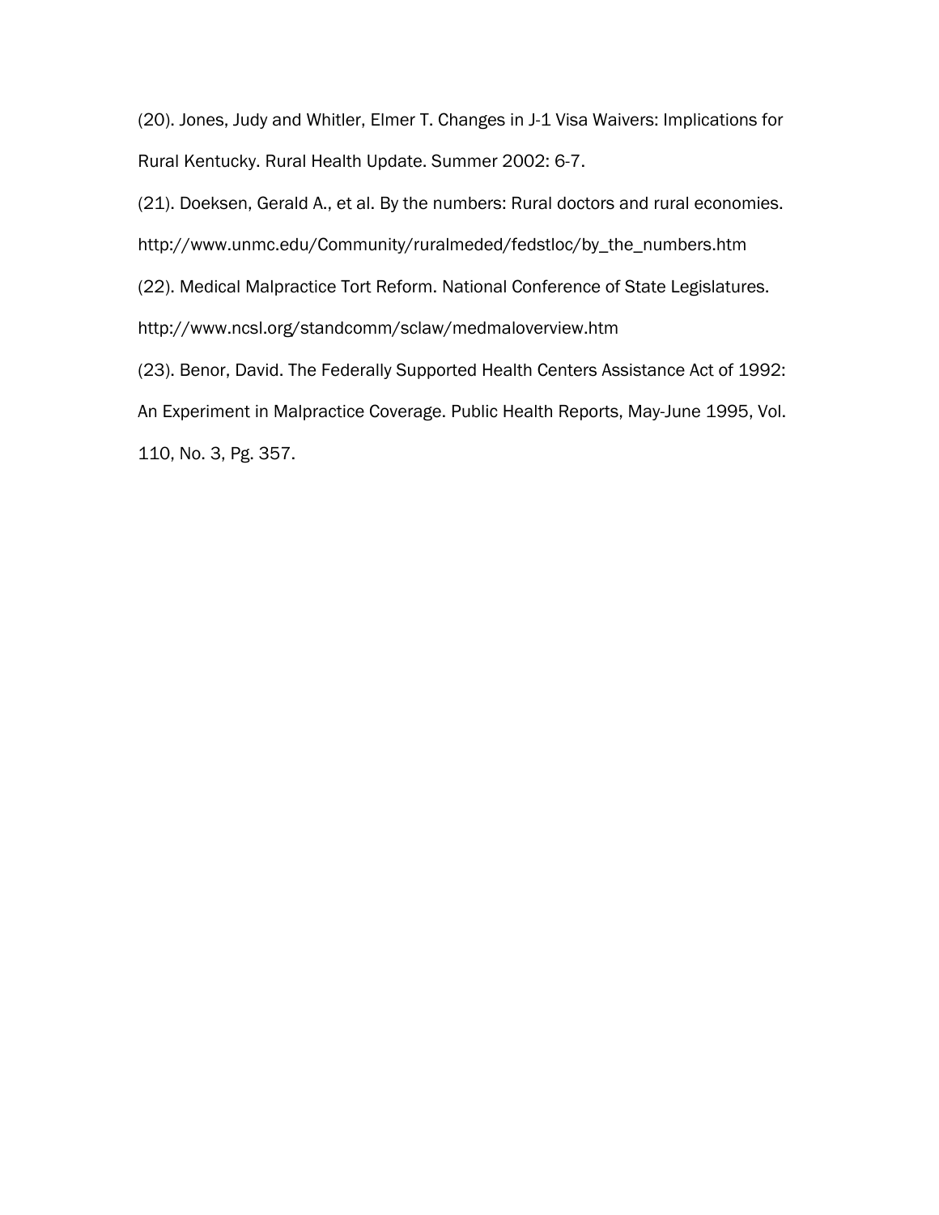(20). Jones, Judy and Whitler, Elmer T. Changes in J-1 Visa Waivers: Implications for Rural Kentucky. Rural Health Update. Summer 2002: 6-7.

(21). Doeksen, Gerald A., et al. By the numbers: Rural doctors and rural economies. http://www.unmc.edu/Community/ruralmeded/fedstloc/by_the_numbers.htm

(22). Medical Malpractice Tort Reform. National Conference of State Legislatures. http://www.ncsl.org/standcomm/sclaw/medmaloverview.htm

(23). Benor, David. The Federally Supported Health Centers Assistance Act of 1992: An Experiment in Malpractice Coverage. Public Health Reports, May-June 1995, Vol. 110, No. 3, Pg. 357.